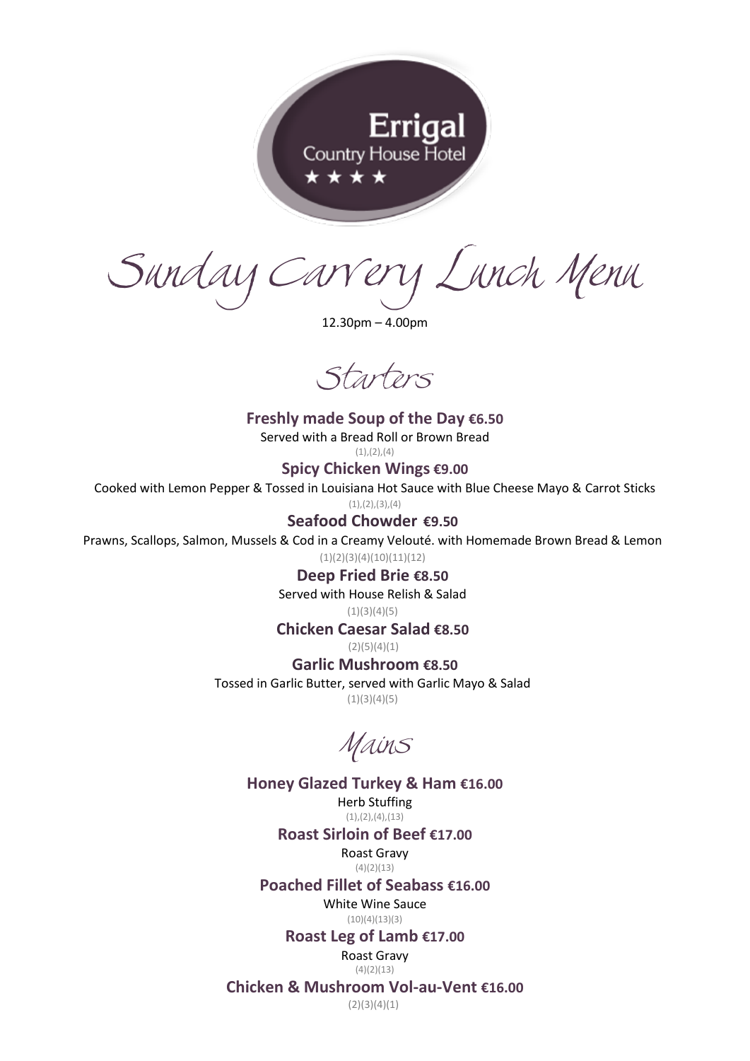Errigal
Country House Hotel
★ ★ ★ ★

# Sunday Carvery Lunch Menu

12.30pm – 4.00pm

## Starters

**Freshly made Soup of the Day €6.50**
Served with a Bread Roll or Brown Bread
(1),(2),(4)

**Spicy Chicken Wings €9.00**
Cooked with Lemon Pepper & Tossed in Louisiana Hot Sauce with Blue Cheese Mayo & Carrot Sticks
(1),(2),(3),(4)

**Seafood Chowder €9.50**
Prawns, Scallops, Salmon, Mussels & Cod in a Creamy Velouté. with Homemade Brown Bread & Lemon
(1)(2)(3)(4)(10)(11)(12)

**Deep Fried Brie €8.50**
Served with House Relish & Salad
(1)(3)(4)(5)

**Chicken Caesar Salad €8.50**
(2)(5)(4)(1)

**Garlic Mushroom €8.50**
Tossed in Garlic Butter, served with Garlic Mayo & Salad
(1)(3)(4)(5)

## Mains

**Honey Glazed Turkey & Ham €16.00**
Herb Stuffing
(1),(2),(4),(13)

**Roast Sirloin of Beef €17.00**
Roast Gravy
(4)(2)(13)

**Poached Fillet of Seabass €16.00**
White Wine Sauce
(10)(4)(13)(3)

**Roast Leg of Lamb €17.00**
Roast Gravy
(4)(2)(13)

**Chicken & Mushroom Vol-au-Vent €16.00**
(2)(3)(4)(1)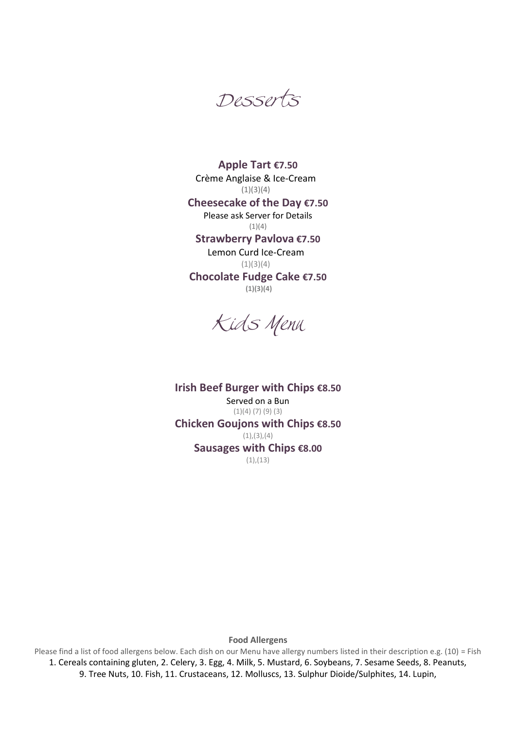# Desserts

**Apple Tart €7.50**
Crème Anglaise & Ice-Cream
(1)(3)(4)

**Cheesecake of the Day €7.50**
Please ask Server for Details
(1)(4)

**Strawberry Pavlova €7.50**
Lemon Curd Ice-Cream
(1)(3)(4)

**Chocolate Fudge Cake €7.50**
**(1)(3)(4)**

# Kids Menu

**Irish Beef Burger with Chips €8.50**
Served on a Bun
(1)(4) (7) (9) (3)

**Chicken Goujons with Chips €8.50**
(1),(3),(4)

**Sausages with Chips €8.00**
(1),(13)

**Food Allergens**

Please find a list of food allergens below. Each dish on our Menu have allergy numbers listed in their description e.g. (10) = Fish

1. Cereals containing gluten, 2. Celery, 3. Egg, 4. Milk, 5. Mustard, 6. Soybeans, 7. Sesame Seeds, 8. Peanuts, 9. Tree Nuts, 10. Fish, 11. Crustaceans, 12. Molluscs, 13. Sulphur Dioide/Sulphites, 14. Lupin,